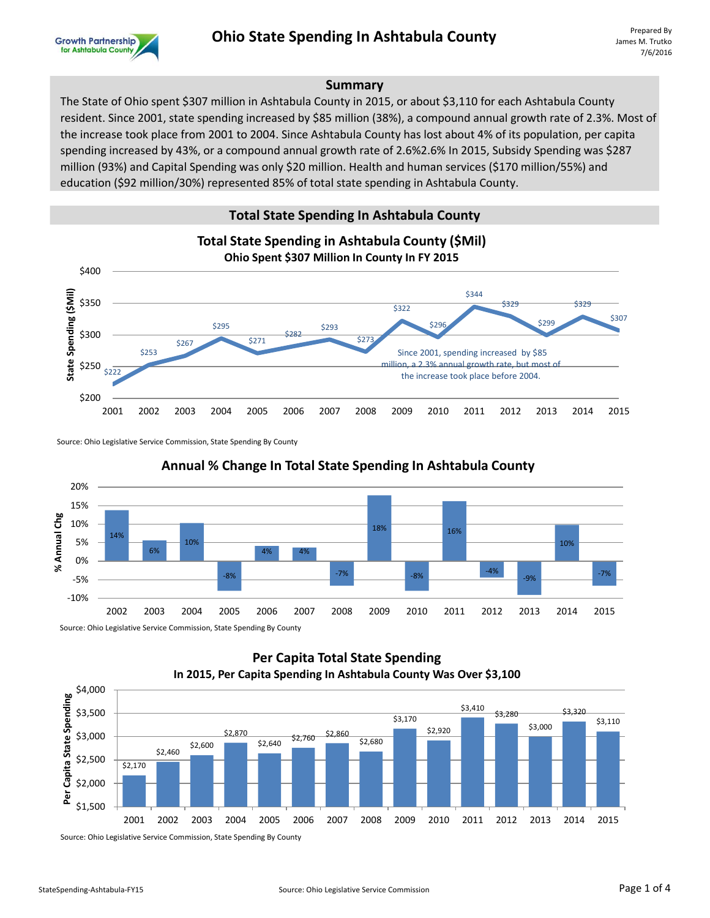# Ohio State Spending In Ashtabula County

Prepared By
James M. Trutko
7/6/2016

## Summary

The State of Ohio spent $307 million in Ashtabula County in 2015, or about $3,110 for each Ashtabula County resident. Since 2001, state spending increased by $85 million (38%), a compound annual growth rate of 2.3%. Most of the increase took place from 2001 to 2004. Since Ashtabula County has lost about 4% of its population, per capita spending increased by 43%, or a compound annual growth rate of 2.6%2.6% In 2015, Subsidy Spending was $287 million (93%) and Capital Spending was only $20 million. Health and human services ($170 million/55%) and education ($92 million/30%) represented 85% of total state spending in Ashtabula County.

## Total State Spending In Ashtabula County

**Total State Spending in Ashtabula County ($Mil)**
**Ohio Spent $307 Million In County In FY 2015**

| Year | State Spending ($Mil) |
|---|---|
| 2001 | $222 |
| 2002 | $253 |
| 2003 | $267 |
| 2004 | $295 |
| 2005 | $271 |
| 2006 | $282 |
| 2007 | $293 |
| 2008 | $273 |
| 2009 | $322 |
| 2010 | $296 |
| 2011 | $344 |
| 2012 | $329 |
| 2013 | $299 |
| 2014 | $329 |
| 2015 | $307 |

Since 2001, spending increased by $85 million, a 2.3% annual growth rate, but most of the increase took place before 2004.

Source: Ohio Legislative Service Commission, State Spending By County

**Annual % Change In Total State Spending In Ashtabula County**

| Year | % Annual Chg |
|---|---|
| 2002 | 14% |
| 2003 | 6% |
| 2004 | 10% |
| 2005 | -8% |
| 2006 | 4% |
| 2007 | 4% |
| 2008 | -7% |
| 2009 | 18% |
| 2010 | -8% |
| 2011 | 16% |
| 2012 | -4% |
| 2013 | -9% |
| 2014 | 10% |
| 2015 | -7% |

Source: Ohio Legislative Service Commission, State Spending By County

**Per Capita Total State Spending**
**In 2015, Per Capita Spending In Ashtabula County Was Over $3,100**

| Year | Per Capita State Spending |
|---|---|
| 2001 | $2,170 |
| 2002 | $2,460 |
| 2003 | $2,600 |
| 2004 | $2,870 |
| 2005 | $2,640 |
| 2006 | $2,760 |
| 2007 | $2,860 |
| 2008 | $2,680 |
| 2009 | $3,170 |
| 2010 | $2,920 |
| 2011 | $3,410 |
| 2012 | $3,280 |
| 2013 | $3,000 |
| 2014 | $3,320 |
| 2015 | $3,110 |

Source: Ohio Legislative Service Commission, State Spending By County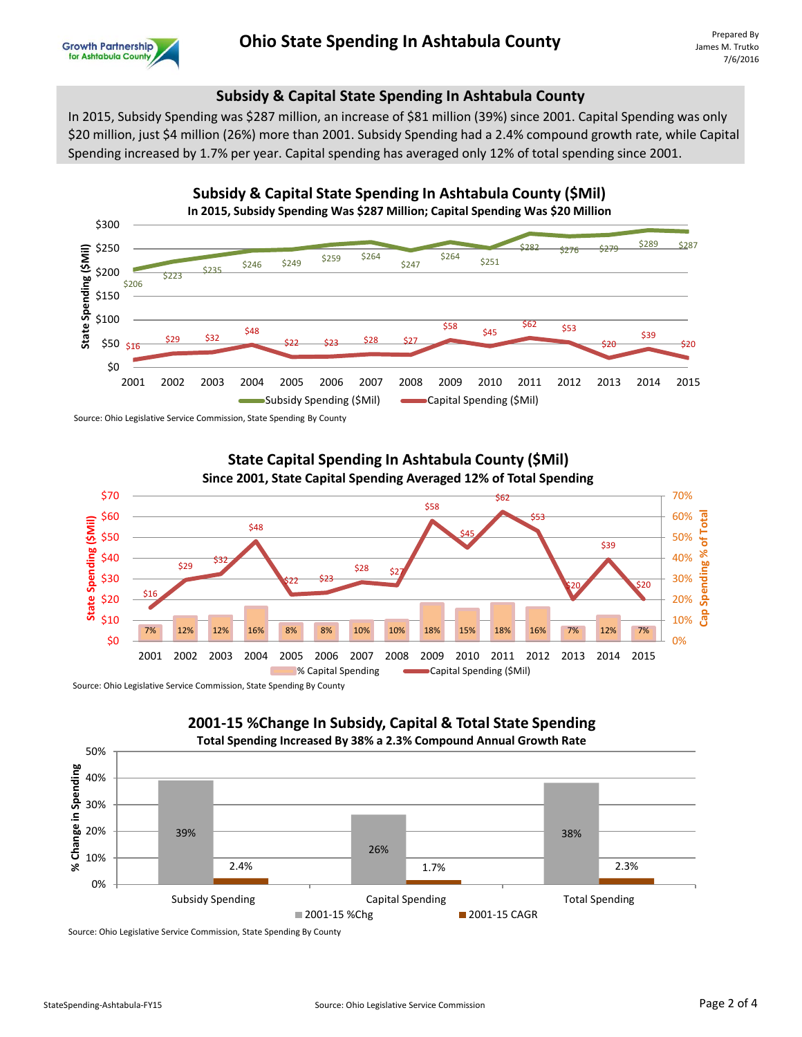# Ohio State Spending In Ashtabula County

Prepared By
James M. Trutko
7/6/2016

## Subsidy & Capital State Spending In Ashtabula County

In 2015, Subsidy Spending was $287 million, an increase of $81 million (39%) since 2001. Capital Spending was only $20 million, just $4 million (26%) more than 2001. Subsidy Spending had a 2.4% compound growth rate, while Capital Spending increased by 1.7% per year. Capital spending has averaged only 12% of total spending since 2001.

### Subsidy & Capital State Spending In Ashtabula County ($Mil)

**In 2015, Subsidy Spending Was $287 Million; Capital Spending Was $20 Million**

| Year | Subsidy Spending ($Mil) | Capital Spending ($Mil) |
|---|---|---|
| 2001 | $206 | $16 |
| 2002 | $223 | $29 |
| 2003 | $235 | $32 |
| 2004 | $246 | $48 |
| 2005 | $249 | $22 |
| 2006 | $259 | $23 |
| 2007 | $264 | $28 |
| 2008 | $247 | $27 |
| 2009 | $264 | $58 |
| 2010 | $251 | $45 |
| 2011 | $282 | $62 |
| 2012 | $276 | $53 |
| 2013 | $279 | $20 |
| 2014 | $289 | $39 |
| 2015 | $287 | $20 |

Source: Ohio Legislative Service Commission, State Spending By County

### State Capital Spending In Ashtabula County ($Mil)

**Since 2001, State Capital Spending Averaged 12% of Total Spending**

| Year | Capital Spending ($Mil) | % Capital Spending |
|---|---|---|
| 2001 | $16 | 7% |
| 2002 | $29 | 12% |
| 2003 | $32 | 12% |
| 2004 | $48 | 16% |
| 2005 | $22 | 8% |
| 2006 | $23 | 8% |
| 2007 | $28 | 10% |
| 2008 | $27 | 10% |
| 2009 | $58 | 18% |
| 2010 | $45 | 15% |
| 2011 | $62 | 18% |
| 2012 | $53 | 16% |
| 2013 | $20 | 7% |
| 2014 | $39 | 12% |
| 2015 | $20 | 7% |

Source: Ohio Legislative Service Commission, State Spending By County

### 2001-15 %Change In Subsidy, Capital & Total State Spending

**Total Spending Increased By 38% a 2.3% Compound Annual Growth Rate**

| | 2001-15 %Chg | 2001-15 CAGR |
|---|---|---|
| Subsidy Spending | 39% | 2.4% |
| Capital Spending | 26% | 1.7% |
| Total Spending | 38% | 2.3% |

Source: Ohio Legislative Service Commission, State Spending By County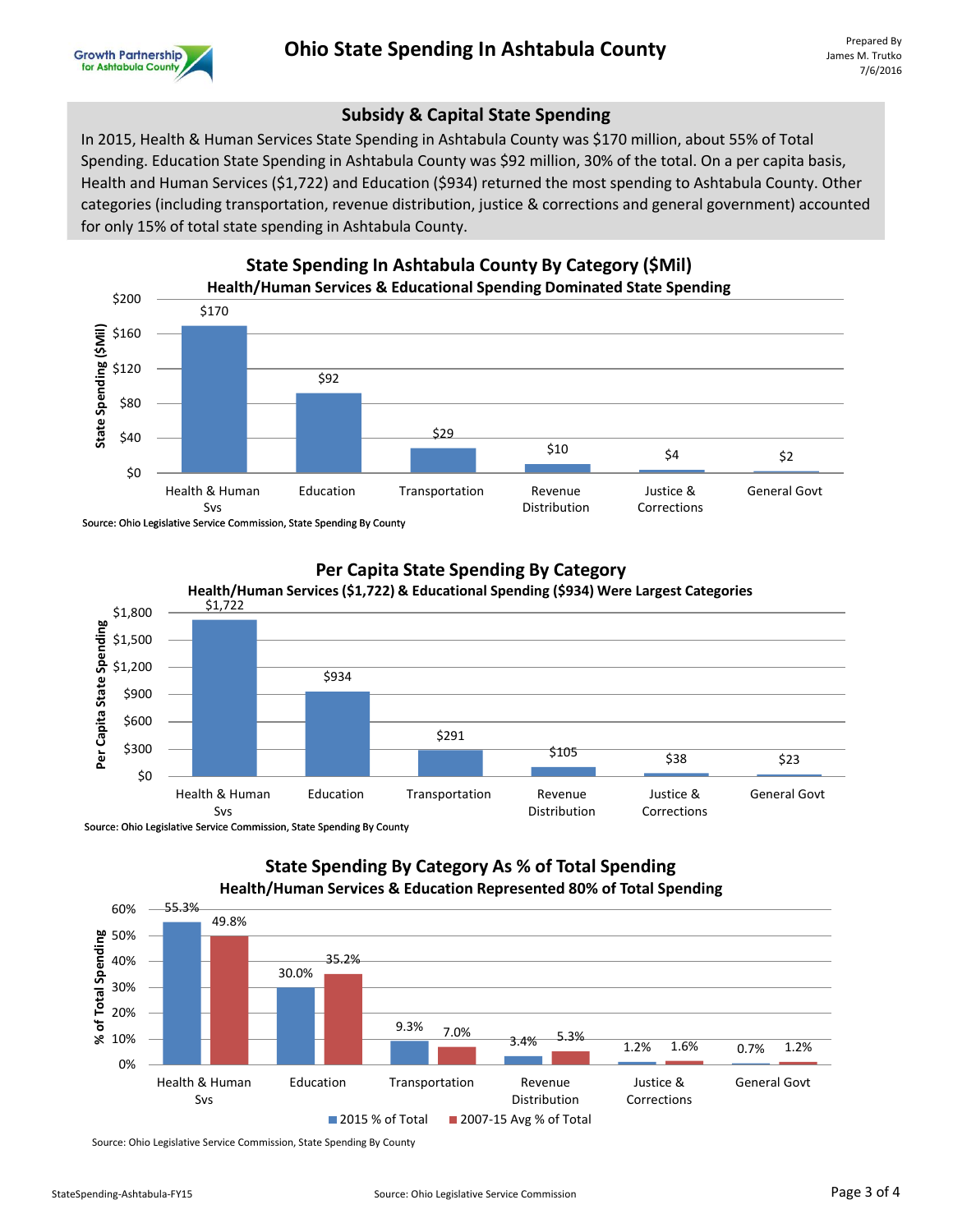# Ohio State Spending In Ashtabula County

Prepared By
James M. Trutko
7/6/2016

## Subsidy & Capital State Spending

In 2015, Health & Human Services State Spending in Ashtabula County was $170 million, about 55% of Total Spending. Education State Spending in Ashtabula County was $92 million, 30% of the total. On a per capita basis, Health and Human Services ($1,722) and Education ($934) returned the most spending to Ashtabula County. Other categories (including transportation, revenue distribution, justice & corrections and general government) accounted for only 15% of total state spending in Ashtabula County.

### State Spending In Ashtabula County By Category ($Mil)

**Health/Human Services & Educational Spending Dominated State Spending**

| Category | State Spending ($Mil) |
|---|---|
| Health & Human Svs | $170 |
| Education | $92 |
| Transportation | $29 |
| Revenue Distribution | $10 |
| Justice & Corrections | $4 |
| General Govt | $2 |

Source: Ohio Legislative Service Commission, State Spending By County

### Per Capita State Spending By Category

**Health/Human Services ($1,722) & Educational Spending ($934) Were Largest Categories**

| Category | Per Capita State Spending |
|---|---|
| Health & Human Svs | $1,722 |
| Education | $934 |
| Transportation | $291 |
| Revenue Distribution | $105 |
| Justice & Corrections | $38 |
| General Govt | $23 |

Source: Ohio Legislative Service Commission, State Spending By County

### State Spending By Category As % of Total Spending

**Health/Human Services & Education Represented 80% of Total Spending**

| Category | 2015 % of Total | 2007-15 Avg % of Total |
|---|---|---|
| Health & Human Svs | 55.3% | 49.8% |
| Education | 30.0% | 35.2% |
| Transportation | 9.3% | 7.0% |
| Revenue Distribution | 3.4% | 5.3% |
| Justice & Corrections | 1.2% | 1.6% |
| General Govt | 0.7% | 1.2% |

Source: Ohio Legislative Service Commission, State Spending By County

StateSpending-Ashtabula-FY15 Source: Ohio Legislative Service Commission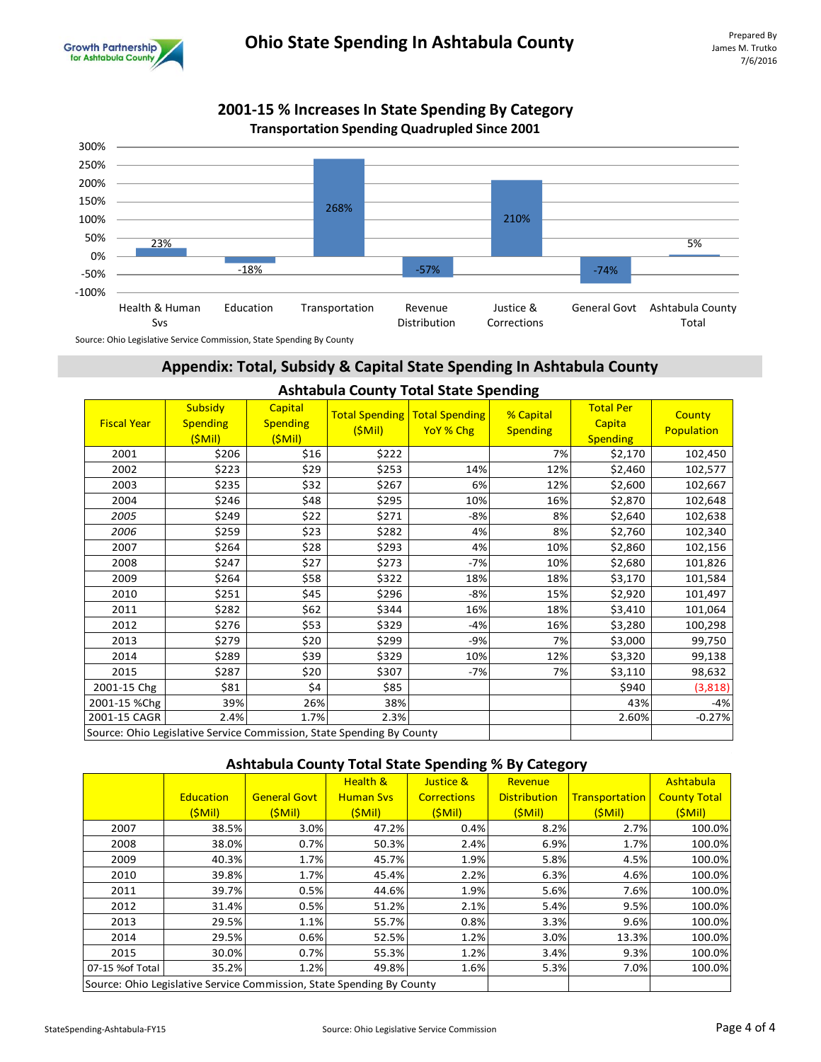# Ohio State Spending In Ashtabula County

Prepared By
James M. Trutko
7/6/2016

## 2001-15 % Increases In State Spending By Category

**Transportation Spending Quadrupled Since 2001**

300%
250%
200%
150%
100%
50%
0%
-50%
-100%

Health & Human Svs: 23%
Education: -18%
Transportation: 268%
Revenue Distribution: -57%
Justice & Corrections: 210%
General Govt: -74%
Ashtabula County Total: 5%

Source: Ohio Legislative Service Commission, State Spending By County

## Appendix: Total, Subsidy & Capital State Spending In Ashtabula County

### Ashtabula County Total State Spending

| Fiscal Year | Subsidy Spending ($Mil) | Capital Spending ($Mil) | Total Spending ($Mil) | Total Spending YoY % Chg | % Capital Spending | Total Per Capita Spending | County Population |
|---|---|---|---|---|---|---|---|
| 2001 | $206 | $16 | $222 | | 7% | $2,170 | 102,450 |
| 2002 | $223 | $29 | $253 | 14% | 12% | $2,460 | 102,577 |
| 2003 | $235 | $32 | $267 | 6% | 12% | $2,600 | 102,667 |
| 2004 | $246 | $48 | $295 | 10% | 16% | $2,870 | 102,648 |
| *2005* | $249 | $22 | $271 | -8% | 8% | $2,640 | 102,638 |
| *2006* | $259 | $23 | $282 | 4% | 8% | $2,760 | 102,340 |
| 2007 | $264 | $28 | $293 | 4% | 10% | $2,860 | 102,156 |
| 2008 | $247 | $27 | $273 | -7% | 10% | $2,680 | 101,826 |
| 2009 | $264 | $58 | $322 | 18% | 18% | $3,170 | 101,584 |
| 2010 | $251 | $45 | $296 | -8% | 15% | $2,920 | 101,497 |
| 2011 | $282 | $62 | $344 | 16% | 18% | $3,410 | 101,064 |
| 2012 | $276 | $53 | $329 | -4% | 16% | $3,280 | 100,298 |
| 2013 | $279 | $20 | $299 | -9% | 7% | $3,000 | 99,750 |
| 2014 | $289 | $39 | $329 | 10% | 12% | $3,320 | 99,138 |
| 2015 | $287 | $20 | $307 | -7% | 7% | $3,110 | 98,632 |
| 2001-15 Chg | $81 | $4 | $85 | | | $940 | (3,818) |
| 2001-15 %Chg | 39% | 26% | 38% | | | 43% | -4% |
| 2001-15 CAGR | 2.4% | 1.7% | 2.3% | | | 2.60% | -0.27% |

Source: Ohio Legislative Service Commission, State Spending By County

### Ashtabula County Total State Spending % By Category

| | Education ($Mil) | General Govt ($Mil) | Health & Human Svs ($Mil) | Justice & Corrections ($Mil) | Revenue Distribution ($Mil) | Transportation ($Mil) | Ashtabula County Total ($Mil) |
|---|---|---|---|---|---|---|---|
| 2007 | 38.5% | 3.0% | 47.2% | 0.4% | 8.2% | 2.7% | 100.0% |
| 2008 | 38.0% | 0.7% | 50.3% | 2.4% | 6.9% | 1.7% | 100.0% |
| 2009 | 40.3% | 1.7% | 45.7% | 1.9% | 5.8% | 4.5% | 100.0% |
| 2010 | 39.8% | 1.7% | 45.4% | 2.2% | 6.3% | 4.6% | 100.0% |
| 2011 | 39.7% | 0.5% | 44.6% | 1.9% | 5.6% | 7.6% | 100.0% |
| 2012 | 31.4% | 0.5% | 51.2% | 2.1% | 5.4% | 9.5% | 100.0% |
| 2013 | 29.5% | 1.1% | 55.7% | 0.8% | 3.3% | 9.6% | 100.0% |
| 2014 | 29.5% | 0.6% | 52.5% | 1.2% | 3.0% | 13.3% | 100.0% |
| 2015 | 30.0% | 0.7% | 55.3% | 1.2% | 3.4% | 9.3% | 100.0% |
| 07-15 %of Total | 35.2% | 1.2% | 49.8% | 1.6% | 5.3% | 7.0% | 100.0% |

Source: Ohio Legislative Service Commission, State Spending By County